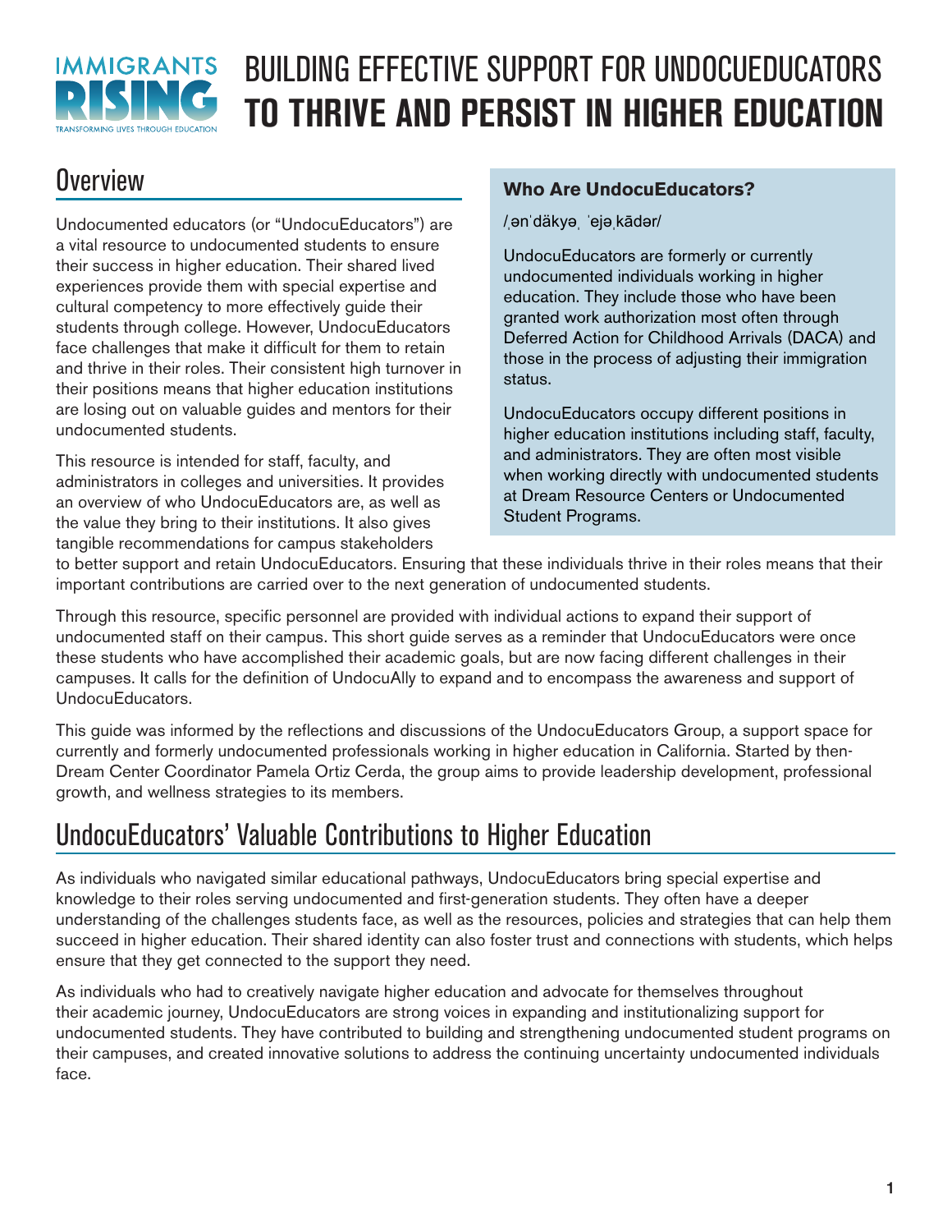# BUILDING EFFECTIVE SUPPORT FOR UNDOCUEDUCATORS **TO THRIVE AND PERSIST IN HIGHER EDUCATION**

## Overview

Undocumented educators (or "UndocuEducators") are a vital resource to undocumented students to ensure their success in higher education. Their shared lived experiences provide them with special expertise and cultural competency to more effectively guide their students through college. However, UndocuEducators face challenges that make it difficult for them to retain and thrive in their roles. Their consistent high turnover in their positions means that higher education institutions are losing out on valuable guides and mentors for their undocumented students.

This resource is intended for staff, faculty, and administrators in colleges and universities. It provides an overview of who UndocuEducators are, as well as the value they bring to their institutions. It also gives tangible recommendations for campus stakeholders to better support and retain UndocuEducators. Ensuring that these individuals thrive in their roles means that their important contributions are carried over to the next generation of undocumented students.

> **Who Are UndocuEducators?**
>
> /ˌənˈdäkyəˌ ˈejəˌkādər/
>
> UndocuEducators are formerly or currently undocumented individuals working in higher education. They include those who have been granted work authorization most often through Deferred Action for Childhood Arrivals (DACA) and those in the process of adjusting their immigration status.
>
> UndocuEducators occupy different positions in higher education institutions including staff, faculty, and administrators. They are often most visible when working directly with undocumented students at Dream Resource Centers or Undocumented Student Programs.

Through this resource, specific personnel are provided with individual actions to expand their support of undocumented staff on their campus. This short guide serves as a reminder that UndocuEducators were once these students who have accomplished their academic goals, but are now facing different challenges in their campuses. It calls for the definition of UndocuAlly to expand and to encompass the awareness and support of UndocuEducators.

This guide was informed by the reflections and discussions of the UndocuEducators Group, a support space for currently and formerly undocumented professionals working in higher education in California. Started by then-Dream Center Coordinator Pamela Ortiz Cerda, the group aims to provide leadership development, professional growth, and wellness strategies to its members.

## UndocuEducators' Valuable Contributions to Higher Education

As individuals who navigated similar educational pathways, UndocuEducators bring special expertise and knowledge to their roles serving undocumented and first-generation students. They often have a deeper understanding of the challenges students face, as well as the resources, policies and strategies that can help them succeed in higher education. Their shared identity can also foster trust and connections with students, which helps ensure that they get connected to the support they need.

As individuals who had to creatively navigate higher education and advocate for themselves throughout their academic journey, UndocuEducators are strong voices in expanding and institutionalizing support for undocumented students. They have contributed to building and strengthening undocumented student programs on their campuses, and created innovative solutions to address the continuing uncertainty undocumented individuals face.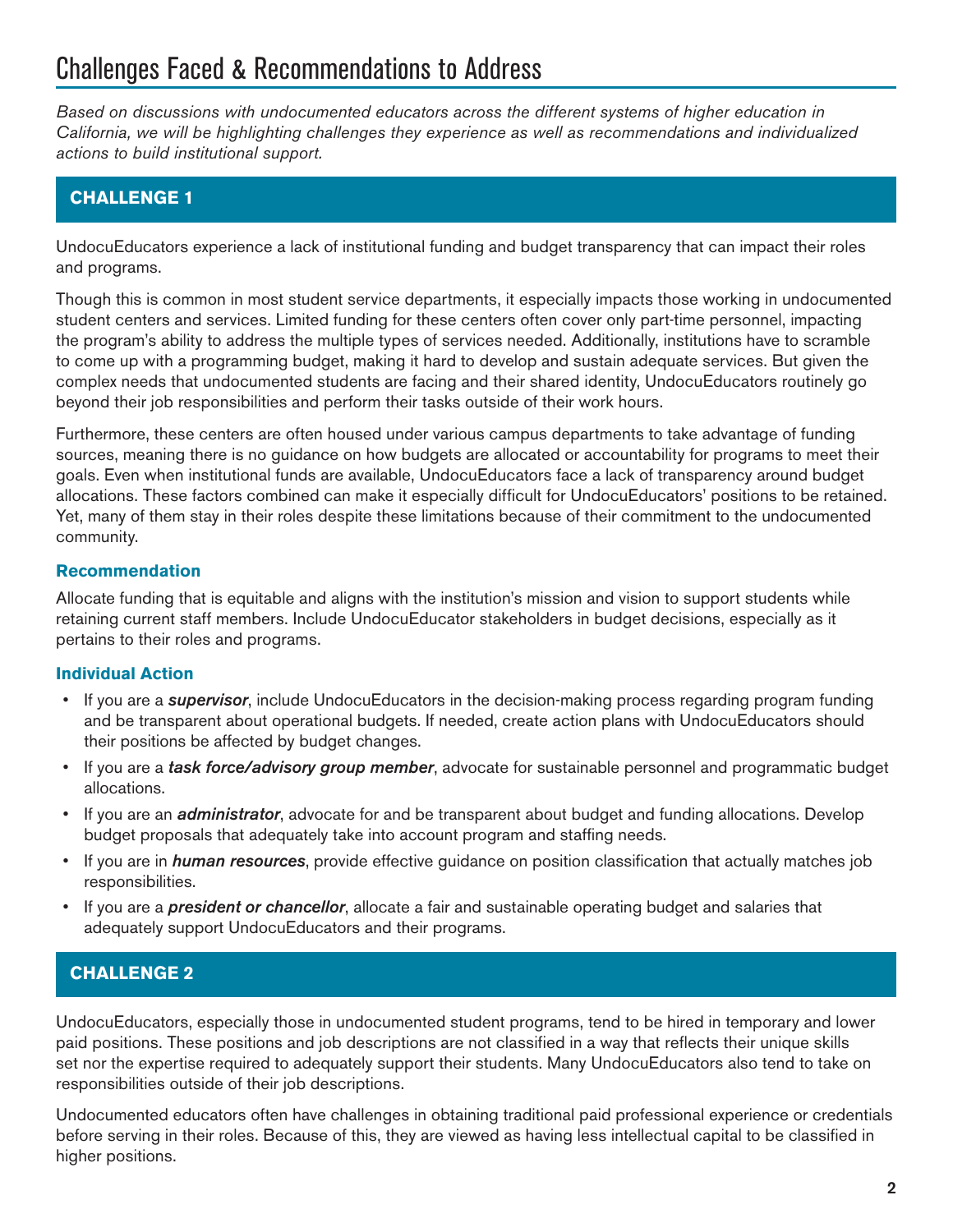# Challenges Faced & Recommendations to Address

*Based on discussions with undocumented educators across the different systems of higher education in California, we will be highlighting challenges they experience as well as recommendations and individualized actions to build institutional support.*

## CHALLENGE 1

UndocuEducators experience a lack of institutional funding and budget transparency that can impact their roles and programs.

Though this is common in most student service departments, it especially impacts those working in undocumented student centers and services. Limited funding for these centers often cover only part-time personnel, impacting the program's ability to address the multiple types of services needed. Additionally, institutions have to scramble to come up with a programming budget, making it hard to develop and sustain adequate services. But given the complex needs that undocumented students are facing and their shared identity, UndocuEducators routinely go beyond their job responsibilities and perform their tasks outside of their work hours.

Furthermore, these centers are often housed under various campus departments to take advantage of funding sources, meaning there is no guidance on how budgets are allocated or accountability for programs to meet their goals. Even when institutional funds are available, UndocuEducators face a lack of transparency around budget allocations. These factors combined can make it especially difficult for UndocuEducators' positions to be retained. Yet, many of them stay in their roles despite these limitations because of their commitment to the undocumented community.

### Recommendation

Allocate funding that is equitable and aligns with the institution's mission and vision to support students while retaining current staff members. Include UndocuEducator stakeholders in budget decisions, especially as it pertains to their roles and programs.

### Individual Action

- If you are a ***supervisor***, include UndocuEducators in the decision-making process regarding program funding and be transparent about operational budgets. If needed, create action plans with UndocuEducators should their positions be affected by budget changes.
- If you are a ***task force/advisory group member***, advocate for sustainable personnel and programmatic budget allocations.
- If you are an ***administrator***, advocate for and be transparent about budget and funding allocations. Develop budget proposals that adequately take into account program and staffing needs.
- If you are in ***human resources***, provide effective guidance on position classification that actually matches job responsibilities.
- If you are a ***president or chancellor***, allocate a fair and sustainable operating budget and salaries that adequately support UndocuEducators and their programs.

## CHALLENGE 2

UndocuEducators, especially those in undocumented student programs, tend to be hired in temporary and lower paid positions. These positions and job descriptions are not classified in a way that reflects their unique skills set nor the expertise required to adequately support their students. Many UndocuEducators also tend to take on responsibilities outside of their job descriptions.

Undocumented educators often have challenges in obtaining traditional paid professional experience or credentials before serving in their roles. Because of this, they are viewed as having less intellectual capital to be classified in higher positions.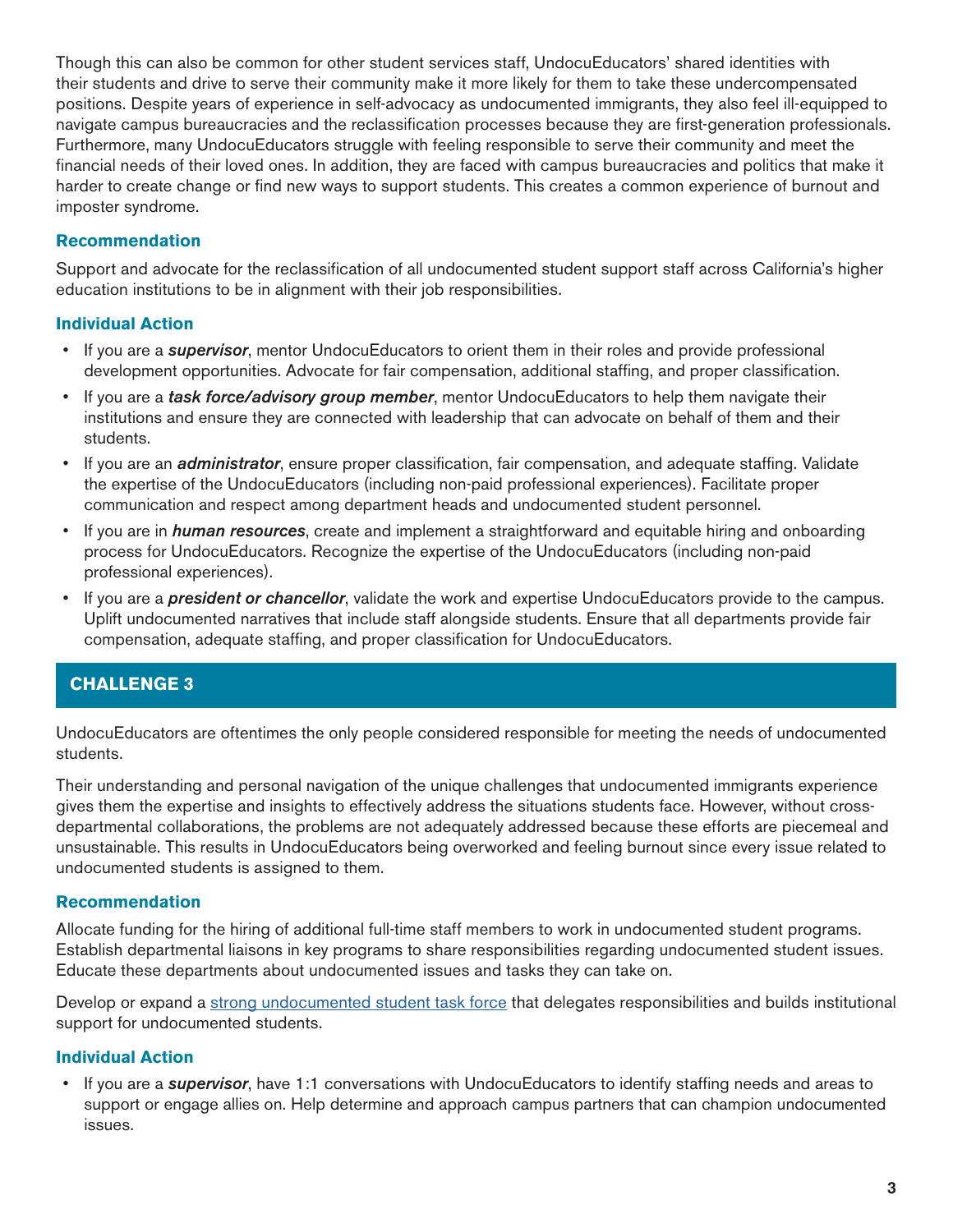Though this can also be common for other student services staff, UndocuEducators' shared identities with their students and drive to serve their community make it more likely for them to take these undercompensated positions. Despite years of experience in self-advocacy as undocumented immigrants, they also feel ill-equipped to navigate campus bureaucracies and the reclassification processes because they are first-generation professionals. Furthermore, many UndocuEducators struggle with feeling responsible to serve their community and meet the financial needs of their loved ones. In addition, they are faced with campus bureaucracies and politics that make it harder to create change or find new ways to support students. This creates a common experience of burnout and imposter syndrome.

### Recommendation

Support and advocate for the reclassification of all undocumented student support staff across California's higher education institutions to be in alignment with their job responsibilities.

### Individual Action

- If you are a ***supervisor***, mentor UndocuEducators to orient them in their roles and provide professional development opportunities. Advocate for fair compensation, additional staffing, and proper classification.
- If you are a ***task force/advisory group member***, mentor UndocuEducators to help them navigate their institutions and ensure they are connected with leadership that can advocate on behalf of them and their students.
- If you are an ***administrator***, ensure proper classification, fair compensation, and adequate staffing. Validate the expertise of the UndocuEducators (including non-paid professional experiences). Facilitate proper communication and respect among department heads and undocumented student personnel.
- If you are in ***human resources***, create and implement a straightforward and equitable hiring and onboarding process for UndocuEducators. Recognize the expertise of the UndocuEducators (including non-paid professional experiences).
- If you are a ***president or chancellor***, validate the work and expertise UndocuEducators provide to the campus. Uplift undocumented narratives that include staff alongside students. Ensure that all departments provide fair compensation, adequate staffing, and proper classification for UndocuEducators.

## CHALLENGE 3

UndocuEducators are oftentimes the only people considered responsible for meeting the needs of undocumented students.

Their understanding and personal navigation of the unique challenges that undocumented immigrants experience gives them the expertise and insights to effectively address the situations students face. However, without cross-departmental collaborations, the problems are not adequately addressed because these efforts are piecemeal and unsustainable. This results in UndocuEducators being overworked and feeling burnout since every issue related to undocumented students is assigned to them.

### Recommendation

Allocate funding for the hiring of additional full-time staff members to work in undocumented student programs. Establish departmental liaisons in key programs to share responsibilities regarding undocumented student issues. Educate these departments about undocumented issues and tasks they can take on.

Develop or expand a strong undocumented student task force that delegates responsibilities and builds institutional support for undocumented students.

### Individual Action

- If you are a ***supervisor***, have 1:1 conversations with UndocuEducators to identify staffing needs and areas to support or engage allies on. Help determine and approach campus partners that can champion undocumented issues.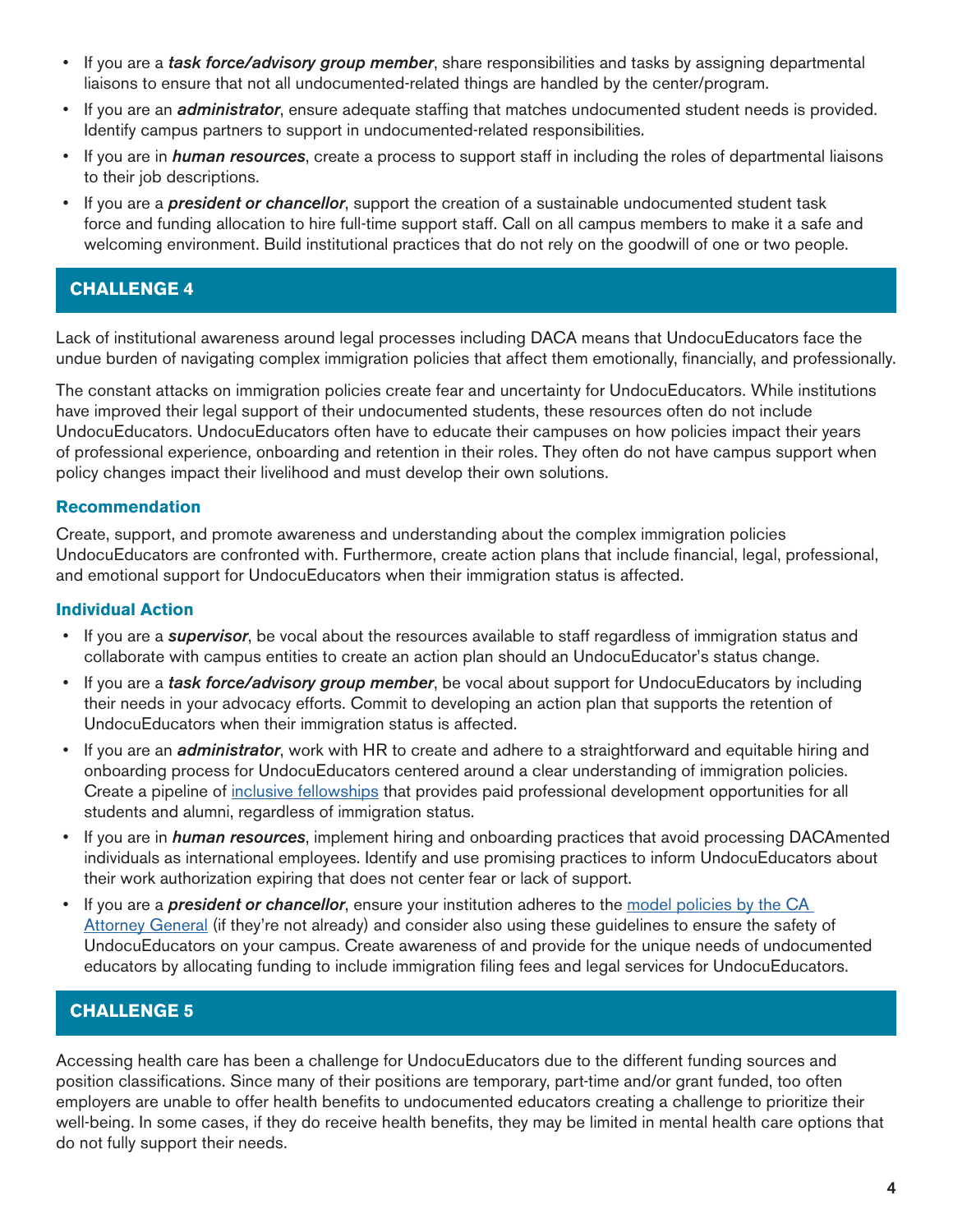- If you are a ***task force/advisory group member***, share responsibilities and tasks by assigning departmental liaisons to ensure that not all undocumented-related things are handled by the center/program.
- If you are an ***administrator***, ensure adequate staffing that matches undocumented student needs is provided. Identify campus partners to support in undocumented-related responsibilities.
- If you are in ***human resources***, create a process to support staff in including the roles of departmental liaisons to their job descriptions.
- If you are a ***president or chancellor***, support the creation of a sustainable undocumented student task force and funding allocation to hire full-time support staff. Call on all campus members to make it a safe and welcoming environment. Build institutional practices that do not rely on the goodwill of one or two people.

## CHALLENGE 4

Lack of institutional awareness around legal processes including DACA means that UndocuEducators face the undue burden of navigating complex immigration policies that affect them emotionally, financially, and professionally.

The constant attacks on immigration policies create fear and uncertainty for UndocuEducators. While institutions have improved their legal support of their undocumented students, these resources often do not include UndocuEducators. UndocuEducators often have to educate their campuses on how policies impact their years of professional experience, onboarding and retention in their roles. They often do not have campus support when policy changes impact their livelihood and must develop their own solutions.

### Recommendation

Create, support, and promote awareness and understanding about the complex immigration policies UndocuEducators are confronted with. Furthermore, create action plans that include financial, legal, professional, and emotional support for UndocuEducators when their immigration status is affected.

### Individual Action

- If you are a ***supervisor***, be vocal about the resources available to staff regardless of immigration status and collaborate with campus entities to create an action plan should an UndocuEducator's status change.
- If you are a ***task force/advisory group member***, be vocal about support for UndocuEducators by including their needs in your advocacy efforts. Commit to developing an action plan that supports the retention of UndocuEducators when their immigration status is affected.
- If you are an ***administrator***, work with HR to create and adhere to a straightforward and equitable hiring and onboarding process for UndocuEducators centered around a clear understanding of immigration policies. Create a pipeline of inclusive fellowships that provides paid professional development opportunities for all students and alumni, regardless of immigration status.
- If you are in ***human resources***, implement hiring and onboarding practices that avoid processing DACAmented individuals as international employees. Identify and use promising practices to inform UndocuEducators about their work authorization expiring that does not center fear or lack of support.
- If you are a ***president or chancellor***, ensure your institution adheres to the model policies by the CA Attorney General (if they're not already) and consider also using these guidelines to ensure the safety of UndocuEducators on your campus. Create awareness of and provide for the unique needs of undocumented educators by allocating funding to include immigration filing fees and legal services for UndocuEducators.

## CHALLENGE 5

Accessing health care has been a challenge for UndocuEducators due to the different funding sources and position classifications. Since many of their positions are temporary, part-time and/or grant funded, too often employers are unable to offer health benefits to undocumented educators creating a challenge to prioritize their well-being. In some cases, if they do receive health benefits, they may be limited in mental health care options that do not fully support their needs.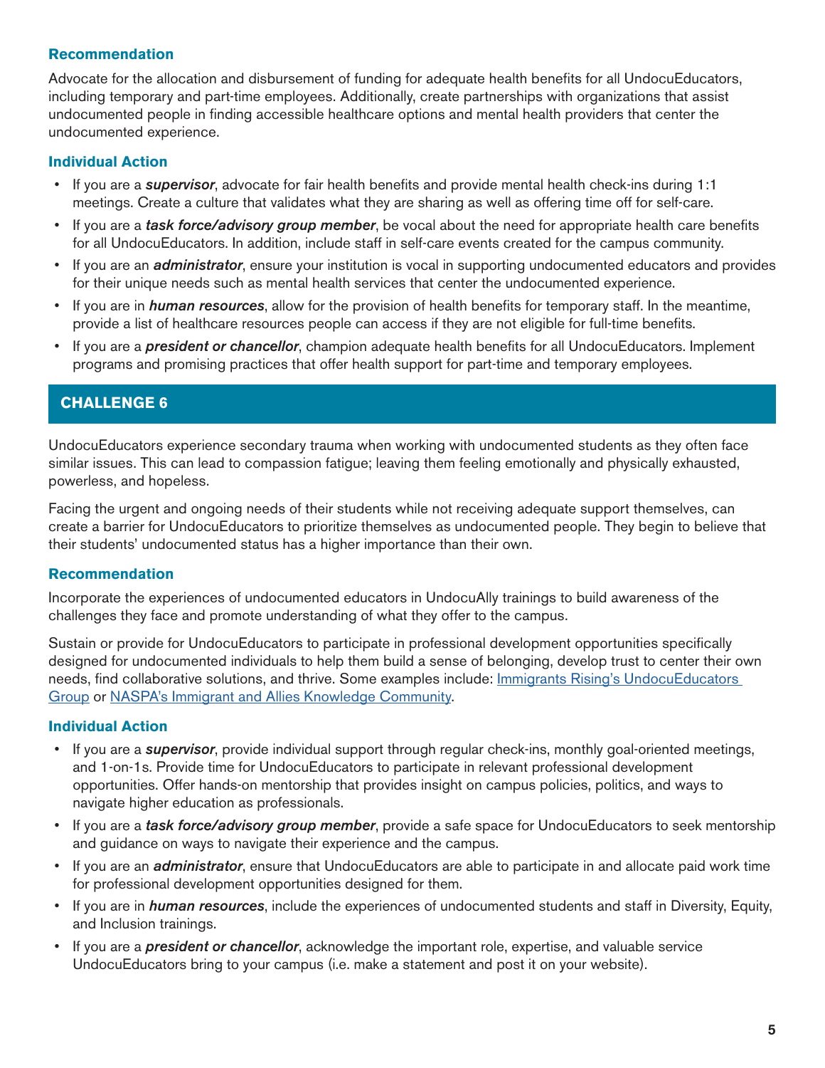### Recommendation

Advocate for the allocation and disbursement of funding for adequate health benefits for all UndocuEducators, including temporary and part-time employees. Additionally, create partnerships with organizations that assist undocumented people in finding accessible healthcare options and mental health providers that center the undocumented experience.

### Individual Action

- If you are a ***supervisor***, advocate for fair health benefits and provide mental health check-ins during 1:1 meetings. Create a culture that validates what they are sharing as well as offering time off for self-care.
- If you are a ***task force/advisory group member***, be vocal about the need for appropriate health care benefits for all UndocuEducators. In addition, include staff in self-care events created for the campus community.
- If you are an ***administrator***, ensure your institution is vocal in supporting undocumented educators and provides for their unique needs such as mental health services that center the undocumented experience.
- If you are in ***human resources***, allow for the provision of health benefits for temporary staff. In the meantime, provide a list of healthcare resources people can access if they are not eligible for full-time benefits.
- If you are a ***president or chancellor***, champion adequate health benefits for all UndocuEducators. Implement programs and promising practices that offer health support for part-time and temporary employees.

## CHALLENGE 6

UndocuEducators experience secondary trauma when working with undocumented students as they often face similar issues. This can lead to compassion fatigue; leaving them feeling emotionally and physically exhausted, powerless, and hopeless.

Facing the urgent and ongoing needs of their students while not receiving adequate support themselves, can create a barrier for UndocuEducators to prioritize themselves as undocumented people. They begin to believe that their students' undocumented status has a higher importance than their own.

### Recommendation

Incorporate the experiences of undocumented educators in UndocuAlly trainings to build awareness of the challenges they face and promote understanding of what they offer to the campus.

Sustain or provide for UndocuEducators to participate in professional development opportunities specifically designed for undocumented individuals to help them build a sense of belonging, develop trust to center their own needs, find collaborative solutions, and thrive. Some examples include: Immigrants Rising's UndocuEducators Group or NASPA's Immigrant and Allies Knowledge Community.

### Individual Action

- If you are a ***supervisor***, provide individual support through regular check-ins, monthly goal-oriented meetings, and 1-on-1s. Provide time for UndocuEducators to participate in relevant professional development opportunities. Offer hands-on mentorship that provides insight on campus policies, politics, and ways to navigate higher education as professionals.
- If you are a ***task force/advisory group member***, provide a safe space for UndocuEducators to seek mentorship and guidance on ways to navigate their experience and the campus.
- If you are an ***administrator***, ensure that UndocuEducators are able to participate in and allocate paid work time for professional development opportunities designed for them.
- If you are in ***human resources***, include the experiences of undocumented students and staff in Diversity, Equity, and Inclusion trainings.
- If you are a ***president or chancellor***, acknowledge the important role, expertise, and valuable service UndocuEducators bring to your campus (i.e. make a statement and post it on your website).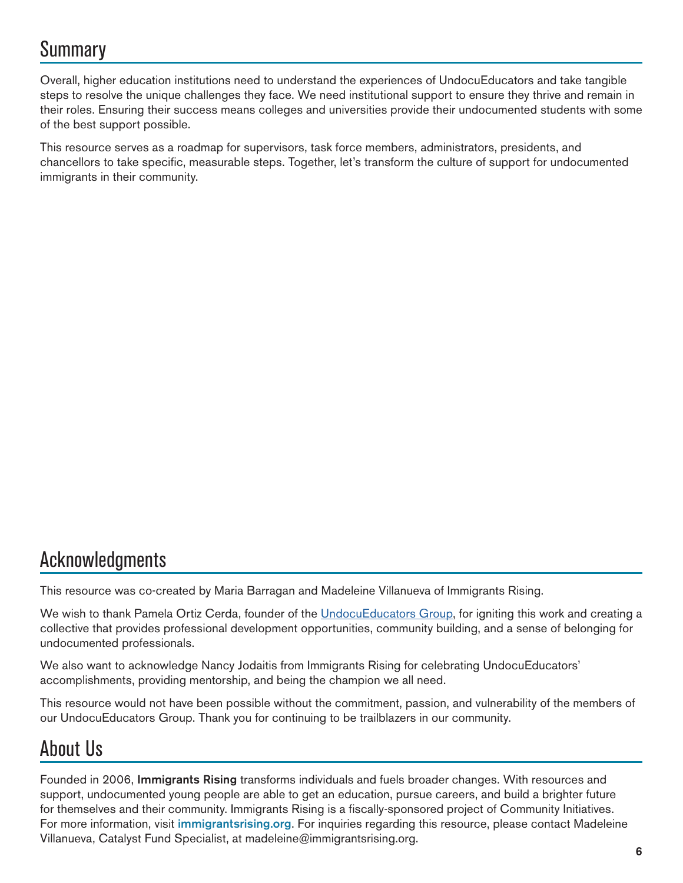## Summary

Overall, higher education institutions need to understand the experiences of UndocuEducators and take tangible steps to resolve the unique challenges they face. We need institutional support to ensure they thrive and remain in their roles. Ensuring their success means colleges and universities provide their undocumented students with some of the best support possible.

This resource serves as a roadmap for supervisors, task force members, administrators, presidents, and chancellors to take specific, measurable steps. Together, let's transform the culture of support for undocumented immigrants in their community.

## Acknowledgments

This resource was co-created by Maria Barragan and Madeleine Villanueva of Immigrants Rising.

We wish to thank Pamela Ortiz Cerda, founder of the UndocuEducators Group, for igniting this work and creating a collective that provides professional development opportunities, community building, and a sense of belonging for undocumented professionals.

We also want to acknowledge Nancy Jodaitis from Immigrants Rising for celebrating UndocuEducators' accomplishments, providing mentorship, and being the champion we all need.

This resource would not have been possible without the commitment, passion, and vulnerability of the members of our UndocuEducators Group. Thank you for continuing to be trailblazers in our community.

## About Us

Founded in 2006, **Immigrants Rising** transforms individuals and fuels broader changes. With resources and support, undocumented young people are able to get an education, pursue careers, and build a brighter future for themselves and their community. Immigrants Rising is a fiscally-sponsored project of Community Initiatives. For more information, visit **immigrantsrising.org**. For inquiries regarding this resource, please contact Madeleine Villanueva, Catalyst Fund Specialist, at madeleine@immigrantsrising.org.